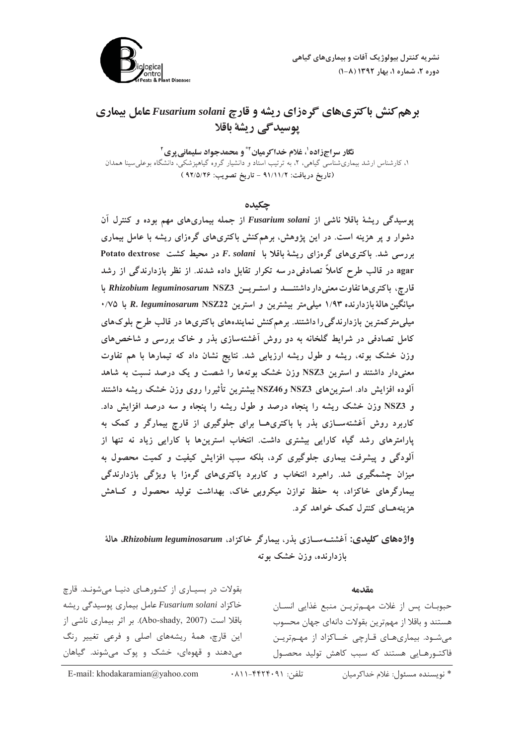# برهم‌کنش باکتری‌های گره‌زای ریشه و قارچ *Fusarium solani* عامل بیماری پوسیدگی ریشهٔ باقلا

**نگار سراج‌زاده[1]، غلام خداکرمیان[2*] و محمدجواد سلیمانی‌پری[2]**

۱، کارشناس ارشد بیماری‌شناسی گیاهی، ۲، به ترتیب استاد و دانشیار گروه گیاهپزشکی، دانشگاه بوعلی‌سینا همدان

(تاریخ دریافت: ۹۱/۱۱/۲ - تاریخ تصویب: ۹۲/۵/۲۶)

## چکیده

**پوسیدگی ریشهٔ باقلا ناشی از *Fusarium solani* از جمله بیماری‌های مهم بوده و کنترل آن دشوار و پر هزینه است. در این پژوهش، برهم‌کنش باکتری‌های گره‌زای ریشه با عامل بیماری بررسی شد. باکتری‌های گره‌زای ریشهٔ باقلا با *F. solani* در محیط کشت Potato dextrose agar در قالب طرح کاملاً تصادفی در سه تکرار تقابل داده شدند. از نظر بازدارندگی از رشد قارچ، باکتری‌ها تفاوت معنی‌دار داشتند و استرین *Rhizobium leguminosarum* NSZ3 با میانگین هالهٔ بازدارنده ۱/۹۳ میلی‌متر بیشترین و استرین *R. leguminosarum* NSZ22 با ۰/۷۵ میلی‌متر کمترین بازدارندگی را داشتند. برهم‌کنش نماینده‌های باکتری‌ها در قالب طرح بلوک‌های کامل تصادفی در شرایط گلخانه به دو روش آغشته‌سازی بذر و خاک بررسی و شاخص‌های وزن خشک بوته، ریشه و طول ریشه ارزیابی شد. نتایج نشان داد که تیمارها با هم تفاوت معنی‌دار داشتند و استرین NSZ3 وزن خشک بوته‌ها را شصت و یک درصد نسبت به شاهد آلوده افزایش داد. استرین‌های NSZ3 و NSZ46 بیشترین تأثیر را روی وزن خشک ریشه داشتند و NSZ3 وزن خشک ریشه را پنجاه درصد و طول ریشه را پنجاه و سه درصد افزایش داد. کاربرد روش آغشته‌سازی بذر با باکتری‌ها برای جلوگیری از قارچ بیمارگر و کمک به پارامترهای رشد گیاه کارایی بیشتری داشت. انتخاب استرین‌ها با کارایی زیاد نه تنها از آلودگی و پیشرفت بیماری جلوگیری کرد، بلکه سبب افزایش کیفیت و کمیت محصول به میزان چشمگیری شد. راهبرد انتخاب و کاربرد باکتری‌های گره‌زا با ویژگی بازدارندگی بیمارگرهای خاکزاد، به حفظ توازن میکروبی خاک، بهداشت تولید محصول و کاهش هزینه‌های کنترل کمک خواهد کرد.**

**واژه‌های کلیدی:** آغشته‌سازی بذر، بیمارگر خاکزاد، *Rhizobium leguminosarum*، هالهٔ بازدارنده، وزن خشک بوته

## مقدمه

حبوبات پس از غلات مهم‌ترین منبع غذایی انسان هستند و باقلا از مهم‌ترین بقولات دانه‌ای جهان محسوب می‌شود. بیماری‌های قارچی خاکزاد از مهم‌ترین فاکتورهایی هستند که سبب کاهش تولید محصول بقولات در بسیاری از کشورهای دنیا می‌شوند. قارچ خاکزاد *Fusarium solani* عامل بیماری پوسیدگی ریشه باقلا است (Abo-shady, 2007). بر اثر بیماری ناشی از این قارچ، همهٔ ریشه‌های اصلی و فرعی تغییر رنگ می‌دهند و قهوه‌ای، خشک و پوک می‌شوند. گیاهان

\* نویسنده مسئول: غلام خداکرمیان &emsp; تلفن: ۰۸۱۱-۴۴۲۴۰۹۱ &emsp; E-mail: khodakaramian@yahoo.com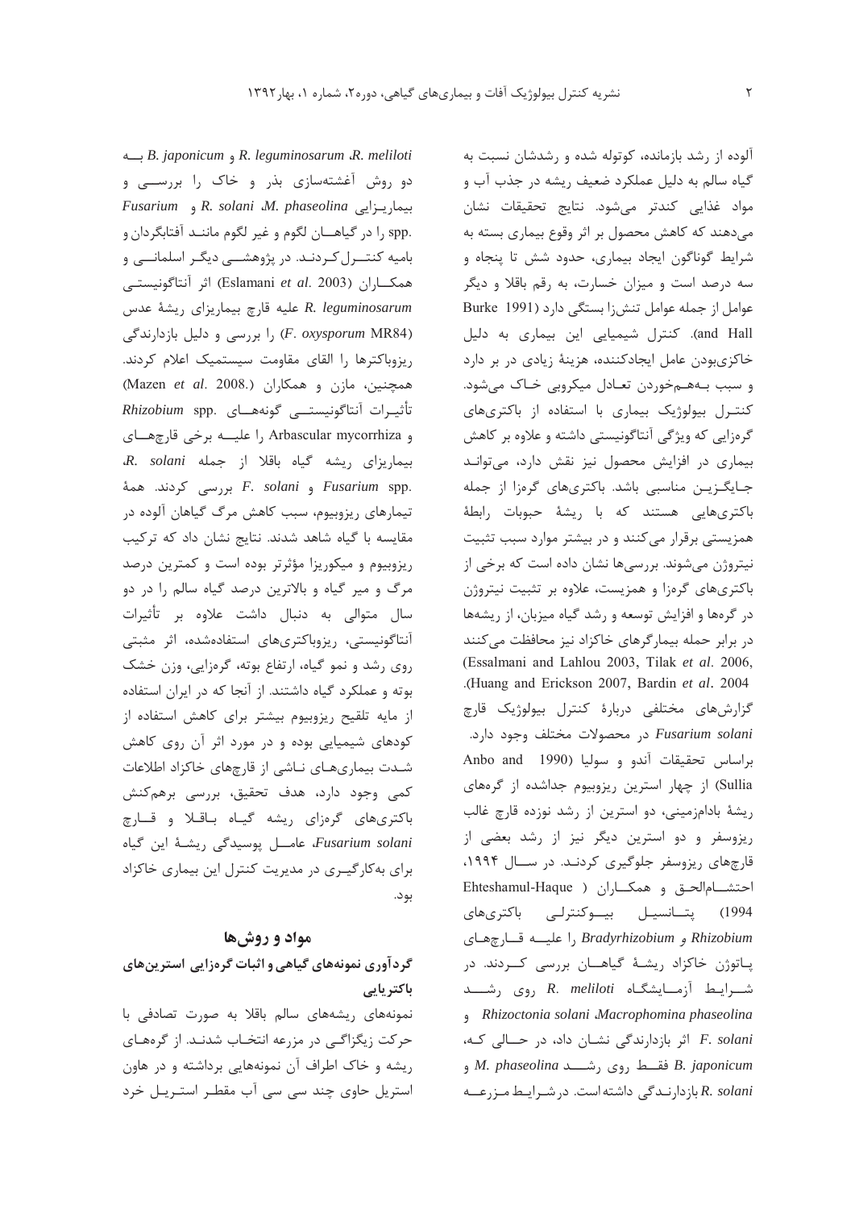آلوده از رشد بازمانده، کوتوله شده و رشدشان نسبت به گیاه سالم به دلیل عملکرد ضعیف ریشه در جذب آب و مواد غذایی کندتر می‌شود. نتایج تحقیقات نشان می‌دهند که کاهش محصول بر اثر وقوع بیماری بسته به شرایط گوناگون ایجاد بیماری، حدود شش تا پنجاه و سه درصد است و میزان خسارت، به رقم باقلا و دیگر عوامل از جمله عوامل تنش‌زا بستگی دارد (Burke 1991 and Hall). کنترل شیمیایی این بیماری به دلیل خاکزی‌بودن عامل ایجادکننده، هزینهٔ زیادی در بر دارد و سبب به‌هم‌خوردن تعادل میکروبی خاک می‌شود. کنترل بیولوژیک بیماری با استفاده از باکتری‌های گره‌زایی که ویژگی آنتاگونیستی داشته و علاوه بر کاهش بیماری در افزایش محصول نیز نقش دارد، می‌تواند جایگزین مناسبی باشد. باکتری‌های گره‌زا از جمله باکتری‌هایی هستند که با ریشهٔ حبوبات رابطهٔ همزیستی برقرار می‌کنند و در بیشتر موارد سبب تثبیت نیتروژن می‌شوند. بررسی‌ها نشان داده است که برخی از باکتری‌های گره‌زا و همزیست، علاوه بر تثبیت نیتروژن در گره‌ها و افزایش توسعه و رشد گیاه میزبان، از ریشه‌ها در برابر حمله بیمارگرهای خاکزاد نیز محافظت می‌کنند (Essalmani and Lahlou 2003, Tilak *et al*. 2006, Huang and Erickson 2007, Bardin *et al*. 2004). گزارش‌های مختلفی دربارهٔ کنترل بیولوژیک قارچ *Fusarium solani* در محصولات مختلف وجود دارد. براساس تحقیقات آندو و سولیا (Anbo and Sullia 1990) از چهار استرین ریزوبیوم جداشده از گره‌های ریشهٔ بادام‌زمینی، دو استرین از رشد نوزده قارچ غالب ریزوسفر و دو استرین دیگر نیز از رشد بعضی از قارچ‌های ریزوسفر جلوگیری کردند. در سال ۱۹۹۴، احتشام‌الحق و همکاران (Ehteshamul-Haque 1994) پتانسیل بیوکنترلی باکتری‌های *Rhizobium* و *Bradyrhizobium* را علیه قارچ‌های پاتوژن خاکزاد ریشهٔ گیاهان بررسی کردند. در شرایط آزمایشگاه روی رشد *R. meliloti* و *Rhizoctonia solani* ،*Macrophomina phaseolina* و *F. solani* اثر بازدارندگی نشان داد، در حالی که، *B. japonicum* فقط روی رشد *M. phaseolina* و *R. solani* بازدارندگی داشته است. در شرایط مزرعه *R. meliloti*، *R. leguminosarum* و *B. japonicum* به دو روش آغشته‌سازی بذر و خاک را بررسی و بیماریزایی *R. solani* ،*M. phaseolina* و *Fusarium* spp. را در گیاهان لگوم و غیر لگوم مانند آفتابگردان و بامیه کنترل کردند. در پژوهشی دیگر اسلمانی و همکاران (Eslamani *et al*. 2003) اثر آنتاگونیستی *R. leguminosarum* علیه قارچ بیماریزای ریشهٔ عدس (*F. oxysporum* MR84) را بررسی و دلیل بازدارندگی ریزوباکترها را القای مقاومت سیستمیک اعلام کردند. همچنین، مازن و همکاران (Mazen *et al*. 2008.) تأثیرات آنتاگونیستی گونه‌های *Rhizobium* spp. و Arbascular mycorrhiza را علیه برخی قارچ‌های بیماریزای ریشه گیاه باقلا از جمله *R. solani*، *Fusarium* spp. و *F. solani* بررسی کردند. همهٔ تیمارهای ریزوبیوم، سبب کاهش مرگ گیاهان آلوده در مقایسه با گیاه شاهد شدند. نتایج نشان داد که ترکیب ریزوبیوم و میکوریزا مؤثرتر بوده است و کمترین درصد مرگ و میر گیاه و بالاترین درصد گیاه سالم را در دو سال متوالی به دنبال داشت علاوه بر تأثیرات آنتاگونیستی، ریزوباکتری‌های استفاده‌شده، اثر مثبتی روی رشد و نمو گیاه، ارتفاع بوته، گره‌زایی، وزن خشک بوته و عملکرد گیاه داشتند. از آنجا که در ایران استفاده از مایه تلقیح ریزوبیوم بیشتر برای کاهش استفاده از کودهای شیمیایی بوده و در مورد اثر آن روی کاهش شدت بیماری‌های ناشی از قارچ‌های خاکزاد اطلاعات کمی وجود دارد، هدف تحقیق، بررسی برهم‌کنش باکتری‌های گره‌زای ریشه گیاه باقلا و قارچ *Fusarium solani*، عامل پوسیدگی ریشهٔ این گیاه برای به‌کارگیری در مدیریت کنترل این بیماری خاکزاد بود.

## مواد و روش‌ها

### گردآوری نمونه‌های گیاهی و اثبات گره‌زایی استرین‌های باکتریایی

نمونه‌های ریشه‌های سالم باقلا به صورت تصادفی با حرکت زیگزاگی در مزرعه انتخاب شدند. از گره‌های ریشه و خاک اطراف آن نمونه‌هایی برداشته و در هاون استریل حاوی چند سی سی آب مقطر استریل خرد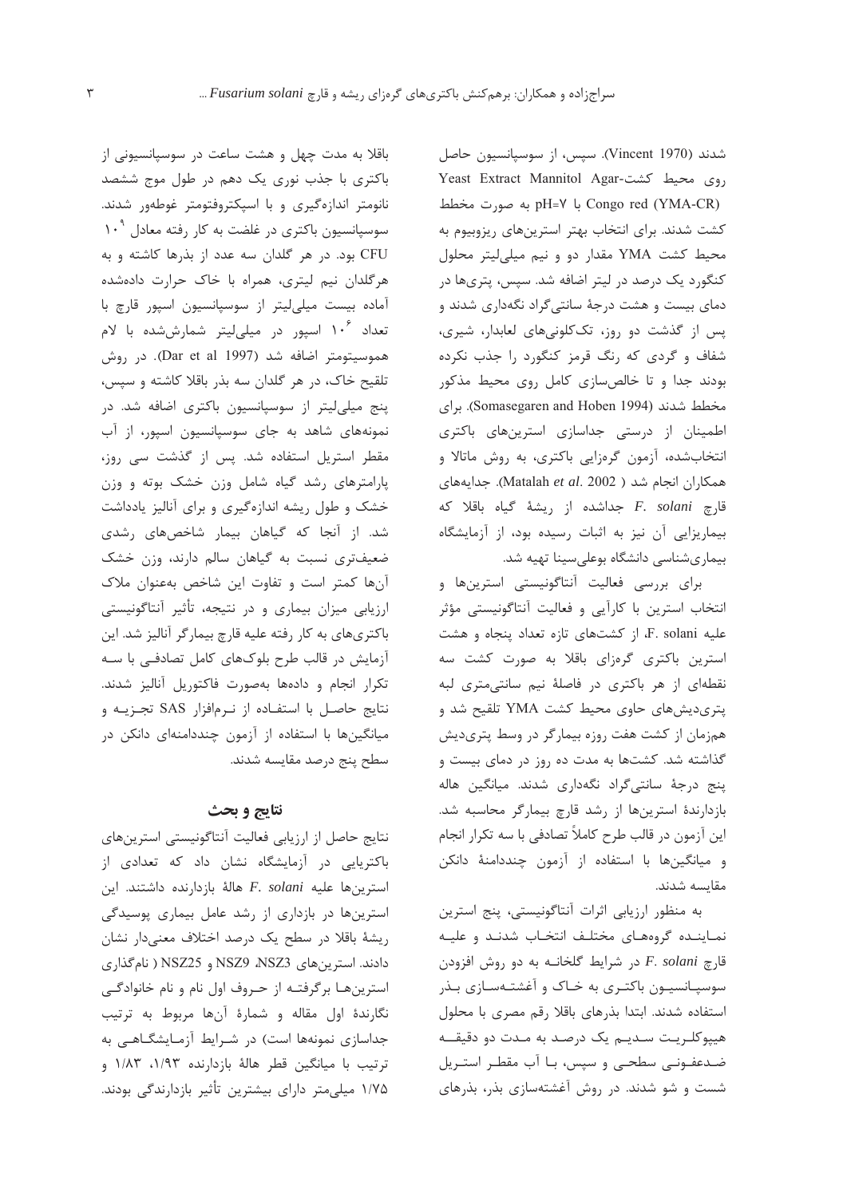شدند (Vincent 1970). سپس، از سوسپانسیون حاصل روی محیط کشت Yeast Extract Mannitol Agar-Congo red (YMA-CR) با pH=۷ به صورت مخطط کشت شدند. برای انتخاب بهتر استرین‌های ریزوبیوم به محیط کشت YMA مقدار دو و نیم میلی‌لیتر محلول کنگورد یک درصد در لیتر اضافه شد. سپس، پتری‌ها در دمای بیست و هشت درجهٔ سانتی‌گراد نگهداری شدند و پس از گذشت دو روز، تک‌کلونی‌های لعابدار، شیری، شفاف و گردی که رنگ قرمز کنگورد را جذب نکرده بودند جدا و تا خالص‌سازی کامل روی محیط مذکور مخطط شدند (Somasegaren and Hoben 1994). برای اطمینان از درستی جداسازی استرین‌های باکتری انتخاب‌شده، آزمون گره‌زایی باکتری، به روش ماتالا و همکاران انجام شد (Matalah *et al*. 2002). جدایه‌های قارچ *F. solani* جداشده از ریشهٔ گیاه باقلا که بیماریزایی آن نیز به اثبات رسیده بود، از آزمایشگاه بیماری‌شناسی دانشگاه بوعلی‌سینا تهیه شد.

برای بررسی فعالیت آنتاگونیستی استرین‌ها و انتخاب استرین با کارآیی و فعالیت آنتاگونیستی مؤثر علیه F. solani، از کشت‌های تازه تعداد پنجاه و هشت استرین باکتری گره‌زای باقلا به صورت کشت سه نقطه‌ای از هر باکتری در فاصلهٔ نیم سانتی‌متری لبه پتری‌دیش‌های حاوی محیط کشت YMA تلقیح شد و هم‌زمان از کشت هفت روزه بیمارگر در وسط پتری‌دیش گذاشته شد. کشت‌ها به مدت ده روز در دمای بیست و پنج درجهٔ سانتی‌گراد نگه‌داری شدند. میانگین هاله بازدارندهٔ استرین‌ها از رشد قارچ بیمارگر محاسبه شد. این آزمون در قالب طرح کاملاً تصادفی با سه تکرار انجام و میانگین‌ها با استفاده از آزمون چنددامنهٔ دانکن مقایسه شدند.

به منظور ارزیابی اثرات آنتاگونیستی، پنج استرین نماینده گروه‌های مختلف انتخاب شدند و علیه قارچ *F. solani* در شرایط گلخانه به دو روش افزودن سوسپانسیون باکتری به خاک و آغشته‌سازی بذر استفاده شدند. ابتدا بذرهای باقلا رقم مصری با محلول هیپوکلریت سدیم یک درصد به مدت دو دقیقه ضدعفونی سطحی و سپس، با آب مقطر استریل شست و شو شدند. در روش آغشته‌سازی بذر، بذرهای باقلا به مدت چهل و هشت ساعت در سوسپانسیونی از باکتری با جذب نوری یک دهم در طول موج ششصد نانومتر اندازه‌گیری و با اسپکتروفتومتر غوطه‌ور شدند. سوسپانسیون باکتری در غلظت به کار رفته معادل $10^{9}$ CFU بود. در هر گلدان سه عدد از بذرها کاشته و به هرگلدان نیم لیتری، همراه با خاک حرارت داده‌شده آماده بیست میلی‌لیتر از سوسپانسیون اسپور قارچ با تعداد $10^{6}$ اسپور در میلی‌لیتر شمارش‌شده با لام هموسیتومتر اضافه شد (Dar et al 1997). در روش تلقیح خاک، در هر گلدان سه بذر باقلا کاشته و سپس، پنج میلی‌لیتر از سوسپانسیون باکتری اضافه شد. در نمونه‌های شاهد به جای سوسپانسیون اسپور، از آب مقطر استریل استفاده شد. پس از گذشت سی روز، پارامترهای رشد گیاه شامل وزن خشک بوته و وزن خشک و طول ریشه اندازه‌گیری و برای آنالیز یادداشت شد. از آنجا که گیاهان بیمار شاخص‌های رشدی ضعیف‌تری نسبت به گیاهان سالم دارند، وزن خشک آن‌ها کمتر است و تفاوت این شاخص به‌عنوان ملاک ارزیابی میزان بیماری و در نتیجه، تأثیر آنتاگونیستی باکتری‌های به کار رفته علیه قارچ بیمارگر آنالیز شد. این آزمایش در قالب طرح بلوک‌های کامل تصادفی با سه تکرار انجام و داده‌ها به‌صورت فاکتوریل آنالیز شدند. نتایج حاصل با استفاده از نرم‌افزار SAS تجزیه و میانگین‌ها با استفاده از آزمون چنددامنه‌ای دانکن در سطح پنج درصد مقایسه شدند.

## نتایج و بحث

نتایج حاصل از ارزیابی فعالیت آنتاگونیستی استرین‌های باکتریایی در آزمایشگاه نشان داد که تعدادی از استرین‌ها علیه *F. solani* هالهٔ بازدارنده داشتند. این استرین‌ها در بازداری از رشد عامل بیماری پوسیدگی ریشهٔ باقلا در سطح یک درصد اختلاف معنی‌دار نشان دادند. استرین‌های NSZ3، NSZ9 و NSZ25 (نام‌گذاری استرین‌ها برگرفته از حروف اول نام و نام خانوادگی نگارندهٔ اول مقاله و شمارهٔ آن‌ها مربوط به ترتیب جداسازی نمونه‌ها است) در شرایط آزمایشگاهی به ترتیب با میانگین قطر هالهٔ بازدارنده ۱/۹۳، ۱/۸۳ و ۱/۷۵ میلی‌متر دارای بیشترین تأثیر بازدارندگی بودند.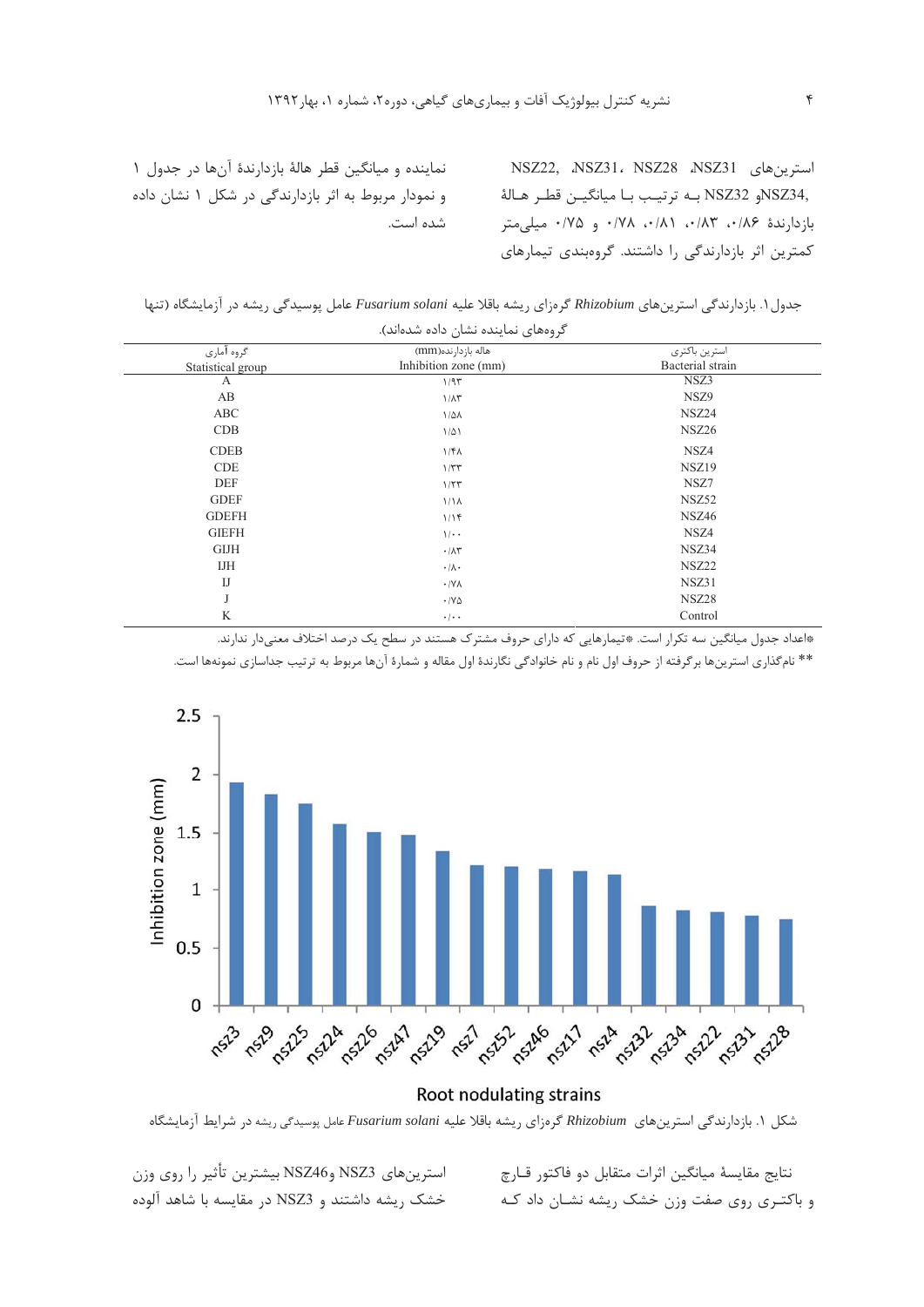استرین‌های NSZ31، NSZ28، NSZ31، NSZ22, NSZ34,و NSZ32 بـه ترتیـب بـا میانگیـن قطـر هـالهٔ بازدارندهٔ ۰/۸۶، ۰/۸۳، ۰/۸۱، ۰/۷۸ و ۰/۷۵ میلی‌متر کمترین اثر بازدارندگی را داشتند. گروه‌بندی تیمارهای نماینده و میانگین قطر هالهٔ بازدارندهٔ آن‌ها در جدول ۱ و نمودار مربوط به اثر بازدارندگی در شکل ۱ نشان داده شده است.

جدول ۱. بازدارندگی استرین‌های *Rhizobium* گره‌زای ریشه باقلا علیه *Fusarium solani* عامل پوسیدگی ریشه در آزمایشگاه (تنها گروه‌های نماینده نشان داده شده‌اند).

| استرین باکتری<br>Bacterial strain | هاله بازدارنده(mm)<br>Inhibition zone (mm) | گروه آماری<br>Statistical group |
|---|---|---|
| NSZ3 | ۱/۹۳ | A |
| NSZ9 | ۱/۸۳ | AB |
| NSZ24 | ۱/۵۸ | ABC |
| NSZ26 | ۱/۵۱ | CDB |
| NSZ4 | ۱/۴۸ | CDEB |
| NSZ19 | ۱/۳۳ | CDE |
| NSZ7 | ۱/۲۳ | DEF |
| NSZ52 | ۱/۱۸ | GDEF |
| NSZ46 | ۱/۱۴ | GDEFH |
| NSZ4 | ۱/۰۰ | GIEFH |
| NSZ34 | ۰/۸۳ | GIJH |
| NSZ22 | ۰/۸۰ | IJH |
| NSZ31 | ۰/۷۸ | IJ |
| NSZ28 | ۰/۷۵ | J |
| Control | ۰/۰۰ | K |

*اعداد جدول میانگین سه تکرار است. *تیمارهایی که دارای حروف مشترک هستند در سطح یک درصد اختلاف معنی‌دار ندارند.

** نام‌گذاری استرین‌ها برگرفته از حروف اول نام و نام خانوادگی نگارندهٔ اول مقاله و شمارهٔ آن‌ها مربوط به ترتیب جداسازی نمونه‌ها است.

شکل ۱. بازدارندگی استرین‌های *Rhizobium* گره‌زای ریشه باقلا علیه *Fusarium solani* عامل پوسیدگی ریشه در شرایط آزمایشگاه

نتایج مقایسهٔ میانگین اثرات متقابل دو فاکتور قـارچ و باکتـری روی صفت وزن خشک ریشه نشـان داد کـه استرین‌های NSZ3 وNSZ46 بیشترین تأثیر را روی وزن خشک ریشه داشتند و NSZ3 در مقایسه با شاهد آلوده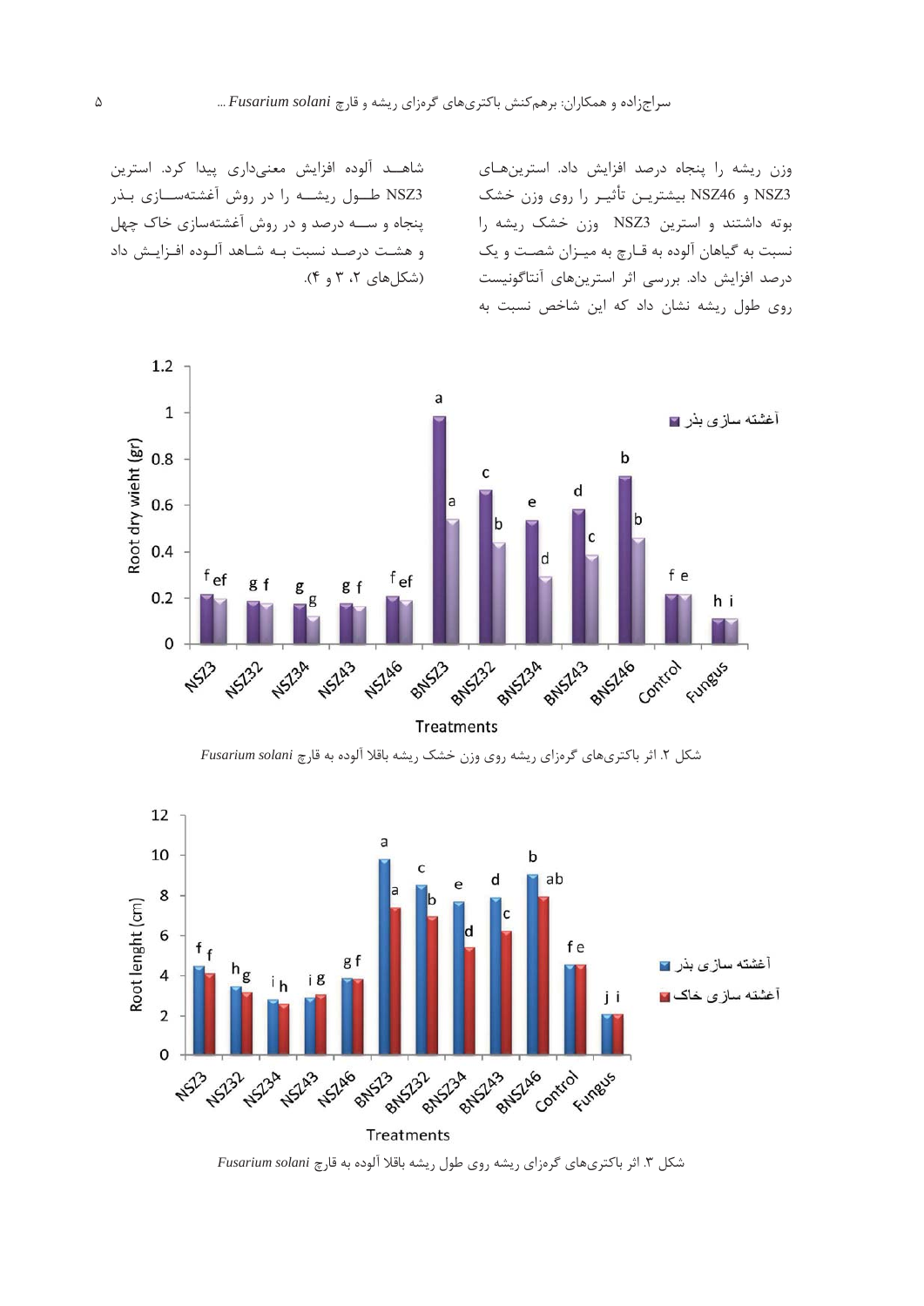وزن ریشه را پنجاه درصد افزایش داد. استرین‌های NSZ3 و NSZ46 بیشترین تأثیر را روی وزن خشک بوته داشتند و استرین NSZ3 وزن خشک ریشه را نسبت به گیاهان آلوده به قارچ به میزان شصت و یک درصد افزایش داد. بررسی اثر استرین‌های آنتاگونیست روی طول ریشه نشان داد که این شاخص نسبت به شاهد آلوده افزایش معنی‌داری پیدا کرد. استرین NSZ3 طول ریشه را در روش آغشته‌سازی بذر پنجاه و سه درصد و در روش آغشته‌سازی خاک چهل و هشت درصد نسبت به شاهد آلوده افزایش داد (شکل‌های ۲، ۳ و ۴).

شکل ۲. اثر باکتری‌های گره‌زای ریشه روی وزن خشک ریشه باقلا آلوده به قارچ *Fusarium solani*

شکل ۳. اثر باکتری‌های گره‌زای ریشه روی طول ریشه باقلا آلوده به قارچ *Fusarium solani*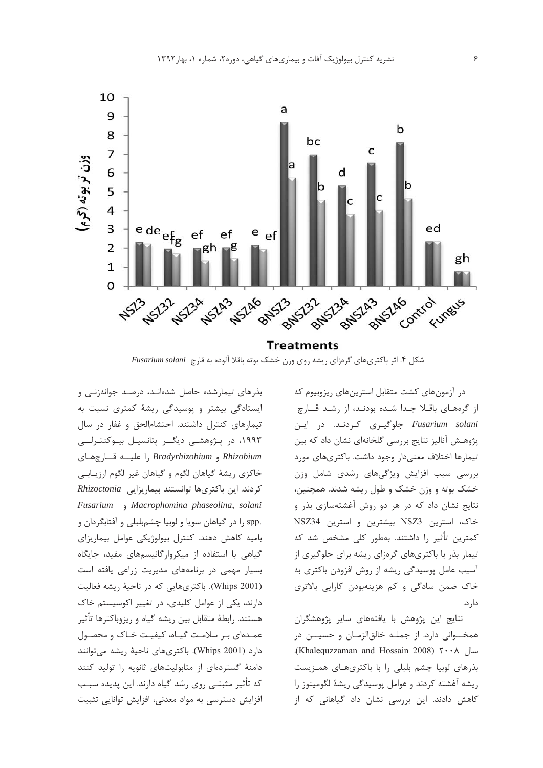شکل ۴. اثر باکتری‌های گره‌زای ریشه روی وزن خشک بوته باقلا آلوده به قارچ *Fusarium solani*

در آزمون‌های کشت متقابل استرین‌های ریزوبیوم که از گره‌های باقلا جدا شده بودند، از رشد قارچ *Fusarium solani* جلوگیری کردند. در این پژوهش آنالیز نتایج بررسی گلخانه‌ای نشان داد که بین تیمارها اختلاف معنی‌دار وجود داشت. باکتری‌های مورد بررسی سبب افزایش ویژگی‌های رشدی شامل وزن خشک بوته و وزن خشک و طول ریشه شدند. همچنین، نتایج نشان داد که در هر دو روش آغشته‌سازی بذر و خاک، استرین NSZ3 بیشترین و استرین NSZ34 کمترین تأثیر را داشتند. به‌طور کلی مشخص شد که تیمار بذر با باکتری‌های گره‌زای ریشه برای جلوگیری از آسیب عامل پوسیدگی ریشه از روش افزودن باکتری به خاک ضمن سادگی و کم هزینه‌بودن کارایی بالاتری دارد.

نتایج این پژوهش با یافته‌های سایر پژوهشگران همخوانی دارد. از جمله خالق‌الزمان و حسین در سال ۲۰۰۸ (Khalequzzaman and Hossain 2008)، بذرهای لوبیا چشم بلبلی را با باکتری‌های همزیست ریشه آغشته کردند و عوامل پوسیدگی ریشهٔ لگومینوز را کاهش دادند. این بررسی نشان داد گیاهانی که از بذرهای تیمارشده حاصل شده‌اند، درصد جوانه‌زنی و ایستادگی بیشتر و پوسیدگی ریشهٔ کمتری نسبت به تیمارهای کنترل داشتند. احتشام‌الحق و غفار در سال ۱۹۹۳، در پژوهشی دیگر پتانسیل بیوکنترلی *Rhizobium* و *Bradyrhizobium* را علیه قارچ‌های خاکزی ریشهٔ گیاهان لگوم و گیاهان غیر لگوم ارزیابی کردند. این باکتری‌ها توانستند بیماریزایی *Rhizoctonia solani*، *Macrophomina phaseolina* و *Fusarium* spp. را در گیاهان سویا و لوبیا چشم‌بلبلی و آفتابگردان و بامیه کاهش دهند. کنترل بیولوژیکی عوامل بیماریزای گیاهی با استفاده از میکروارگانیسم‌های مفید، جایگاه بسیار مهمی در برنامه‌های مدیریت زراعی یافته است (Whips 2001). باکتری‌هایی که در ناحیهٔ ریشه فعالیت دارند، یکی از عوامل کلیدی، در تغییر اکوسیستم خاک هستند. رابطهٔ متقابل بین ریشه گیاه و ریزوباکترها تأثیر عمده‌ای بر سلامت گیاه، کیفیت خاک و محصول دارد (Whips 2001). باکتری‌های ناحیهٔ ریشه می‌توانند دامنهٔ گسترده‌ای از متابولیت‌های ثانویه را تولید کنند که تأثیر مثبتی روی رشد گیاه دارند. این پدیده سبب افزایش دسترسی به مواد معدنی، افزایش توانایی تثبیت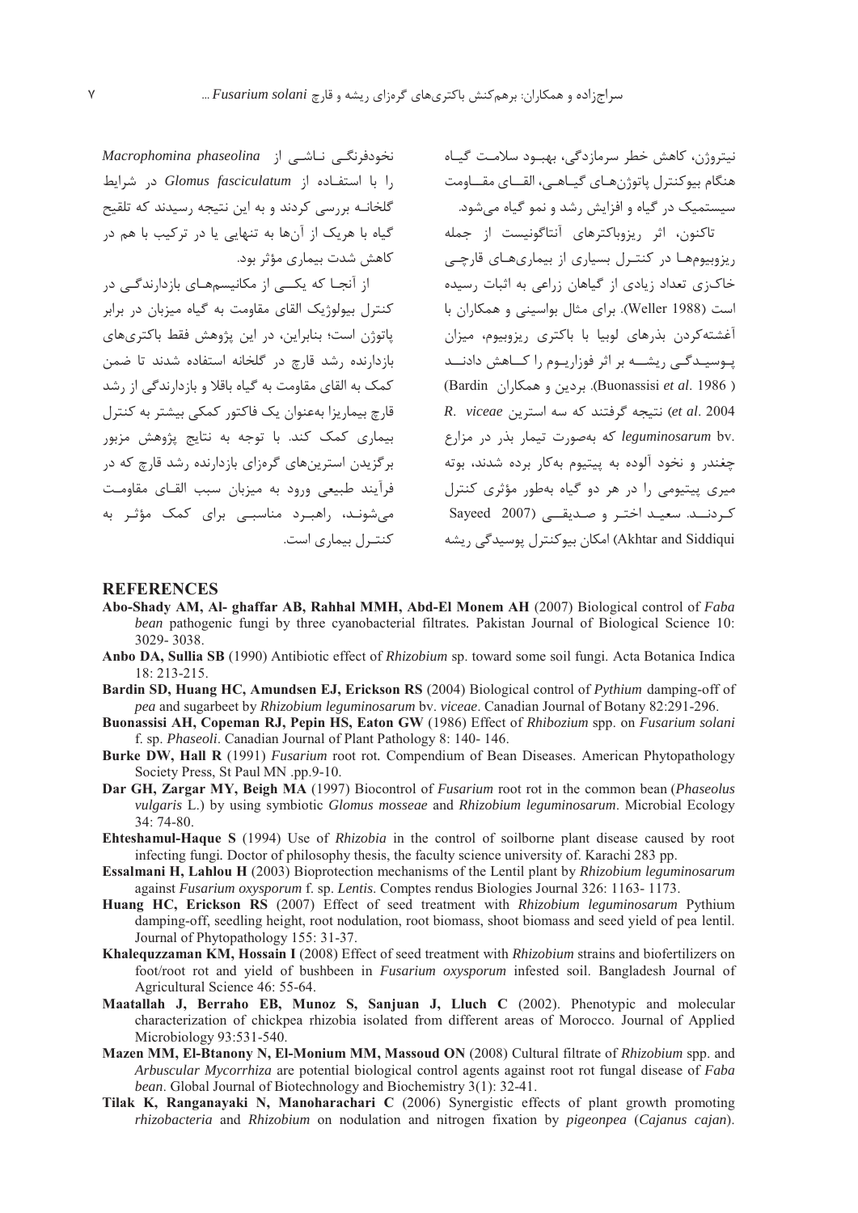نیتروژن، کاهش خطر سرمازدگی، بهبود سلامت گیاه هنگام بیوکنترل پاتوژن‌های گیاهی، القای مقاومت سیستمیک در گیاه و افزایش رشد و نمو گیاه می‌شود.

تاکنون، اثر ریزوباکترهای آنتاگونیست از جمله ریزوبیوم‌ها در کنترل بسیاری از بیماری‌های قارچی خاک‌زی تعداد زیادی از گیاهان زراعی به اثبات رسیده است (Weller 1988). برای مثال بواسینی و همکاران با آغشته‌کردن بذرهای لوبیا با باکتری ریزوبیوم، میزان پوسیدگی ریشه بر اثر فوزاریوم را کاهش دادند (Buonassisi *et al*. 1986). بردین و همکاران (Bardin *et al*. 2004) نتیجه گرفتند که سه استرین *R. leguminosarum* bv. *viceae* که به‌صورت تیمار بذر در مزارع چغندر و نخود آلوده به پیتیوم به‌کار برده شدند، بوته میری پیتیومی را در هر دو گیاه به‌طور مؤثری کنترل کردند. سعید اختر و صدیقی (Sayeed Akhtar and Siddiqui 2007) امکان بیوکنترل پوسیدگی ریشه نخودفرنگی ناشی از *Macrophomina phaseolina* را با استفاده از *Glomus fasciculatum* در شرایط گلخانه بررسی کردند و به این نتیجه رسیدند که تلقیح گیاه با هریک از آن‌ها به تنهایی یا در ترکیب با هم در کاهش شدت بیماری مؤثر بود.

از آنجا که یکی از مکانیسم‌های بازدارندگی در کنترل بیولوژیک القای مقاومت به گیاه میزبان در برابر پاتوژن است؛ بنابراین، در این پژوهش فقط باکتری‌های بازدارنده رشد قارچ در گلخانه استفاده شدند تا ضمن کمک به القای مقاومت به گیاه باقلا و بازدارندگی از رشد قارچ بیماریزا به‌عنوان یک فاکتور کمکی بیشتر به کنترل بیماری کمک کند. با توجه به نتایج پژوهش مزبور برگزیدن استرین‌های گره‌زای بازدارنده رشد قارچ که در فرآیند طبیعی ورود به میزبان سبب القای مقاومت می‌شوند، راهبرد مناسبی برای کمک مؤثر به کنترل بیماری است.

## REFERENCES

**Abo-Shady AM, Al- ghaffar AB, Rahhal MMH, Abd-El Monem AH** (2007) Biological control of *Faba bean* pathogenic fungi by three cyanobacterial filtrates. Pakistan Journal of Biological Science 10: 3029- 3038.

**Anbo DA, Sullia SB** (1990) Antibiotic effect of *Rhizobium* sp. toward some soil fungi. Acta Botanica Indica 18: 213-215.

**Bardin SD, Huang HC, Amundsen EJ, Erickson RS** (2004) Biological control of *Pythium* damping-off of *pea* and sugarbeet by *Rhizobium leguminosarum* bv. *viceae*. Canadian Journal of Botany 82:291-296.

**Buonassisi AH, Copeman RJ, Pepin HS, Eaton GW** (1986) Effect of *Rhibozium* spp. on *Fusarium solani* f. sp. *Phaseoli*. Canadian Journal of Plant Pathology 8: 140- 146.

**Burke DW, Hall R** (1991) *Fusarium* root rot. Compendium of Bean Diseases. American Phytopathology Society Press, St Paul MN .pp.9-10.

**Dar GH, Zargar MY, Beigh MA** (1997) Biocontrol of *Fusarium* root rot in the common bean (*Phaseolus vulgaris* L.) by using symbiotic *Glomus mosseae* and *Rhizobium leguminosarum*. Microbial Ecology 34: 74-80.

**Ehteshamul-Haque S** (1994) Use of *Rhizobia* in the control of soilborne plant disease caused by root infecting fungi. Doctor of philosophy thesis, the faculty science university of. Karachi 283 pp.

**Essalmani H, Lahlou H** (2003) Bioprotection mechanisms of the Lentil plant by *Rhizobium leguminosarum* against *Fusarium oxysporum* f. sp. *Lentis*. Comptes rendus Biologies Journal 326: 1163- 1173.

**Huang HC, Erickson RS** (2007) Effect of seed treatment with *Rhizobium leguminosarum* Pythium damping-off, seedling height, root nodulation, root biomass, shoot biomass and seed yield of pea lentil. Journal of Phytopathology 155: 31-37.

**Khalequzzaman KM, Hossain I** (2008) Effect of seed treatment with *Rhizobium* strains and biofertilizers on foot/root rot and yield of bushbeen in *Fusarium oxysporum* infested soil. Bangladesh Journal of Agricultural Science 46: 55-64.

**Maatallah J, Berraho EB, Munoz S, Sanjuan J, Lluch C** (2002). Phenotypic and molecular characterization of chickpea rhizobia isolated from different areas of Morocco. Journal of Applied Microbiology 93:531-540.

**Mazen MM, El-Btanony N, El-Monium MM, Massoud ON** (2008) Cultural filtrate of *Rhizobium* spp. and *Arbuscular Mycorrhiza* are potential biological control agents against root rot fungal disease of *Faba bean*. Global Journal of Biotechnology and Biochemistry 3(1): 32-41.

**Tilak K, Ranganayaki N, Manoharachari C** (2006) Synergistic effects of plant growth promoting *rhizobacteria* and *Rhizobium* on nodulation and nitrogen fixation by *pigeonpea* (*Cajanus cajan*).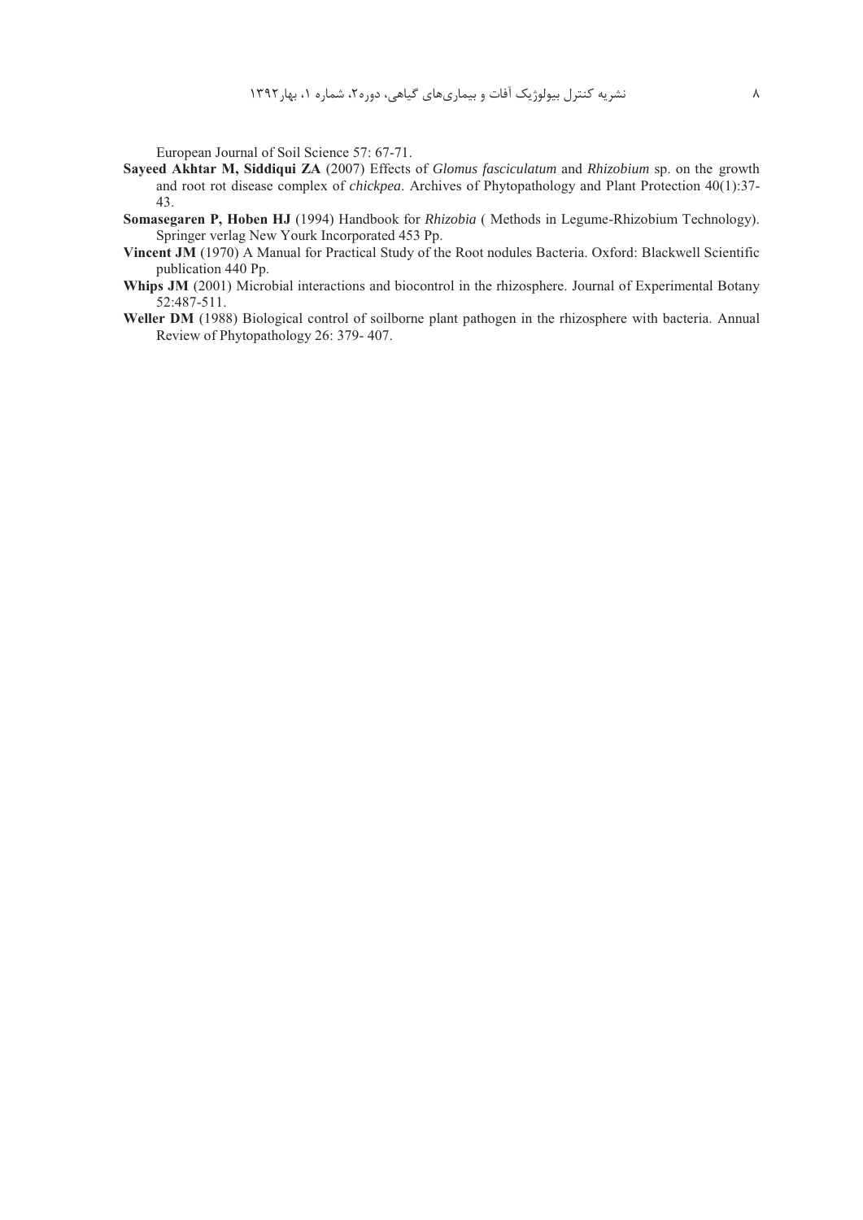European Journal of Soil Science 57: 67-71.

**Sayeed Akhtar M, Siddiqui ZA** (2007) Effects of *Glomus fasciculatum* and *Rhizobium* sp. on the growth and root rot disease complex of *chickpea*. Archives of Phytopathology and Plant Protection 40(1):37-43.

**Somasegaren P, Hoben HJ** (1994) Handbook for *Rhizobia* ( Methods in Legume-Rhizobium Technology). Springer verlag New Yourk Incorporated 453 Pp.

**Vincent JM** (1970) A Manual for Practical Study of the Root nodules Bacteria. Oxford: Blackwell Scientific publication 440 Pp.

**Whips JM** (2001) Microbial interactions and biocontrol in the rhizosphere. Journal of Experimental Botany 52:487-511.

**Weller DM** (1988) Biological control of soilborne plant pathogen in the rhizosphere with bacteria. Annual Review of Phytopathology 26: 379- 407.